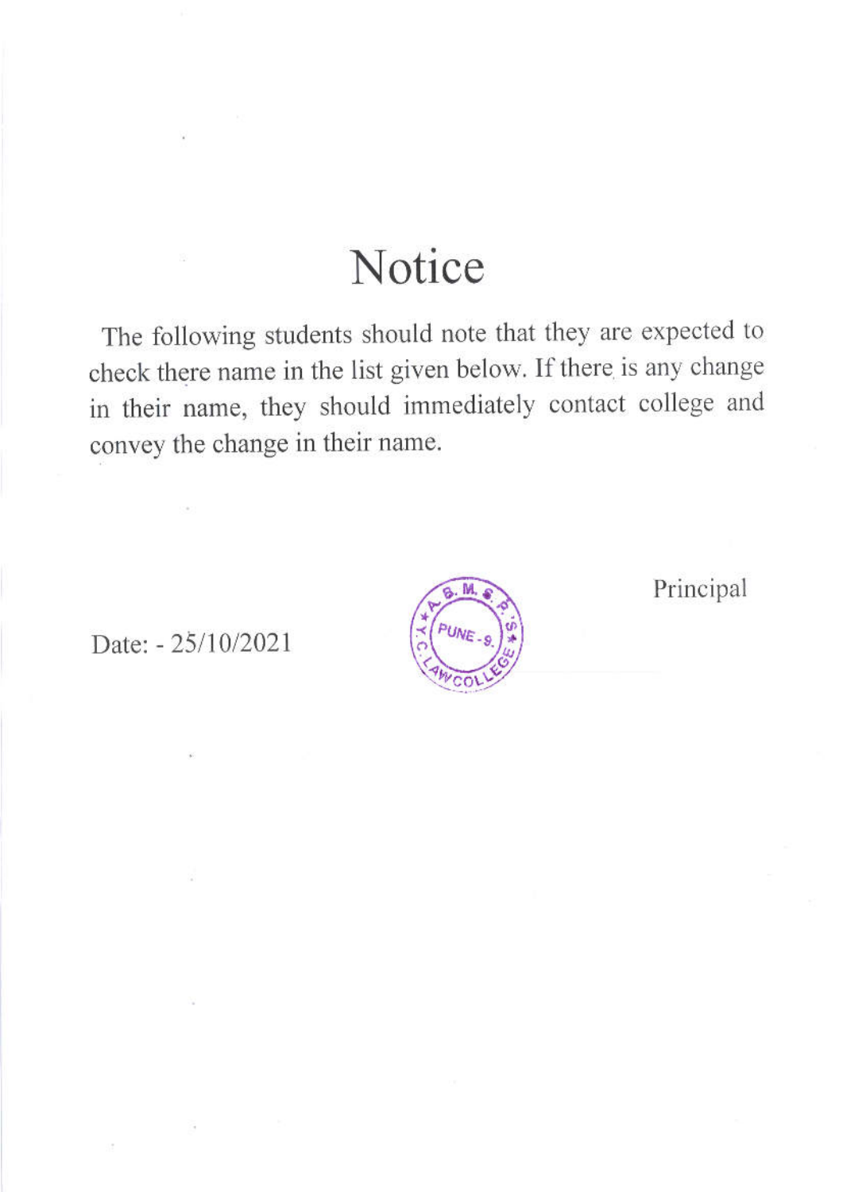# Notice

The following students should note that they are expected to check there name in the list given below. If there is any change in their name, they should immediately contact college and convey the change in their name.

Date: - 25/10/2021

Principal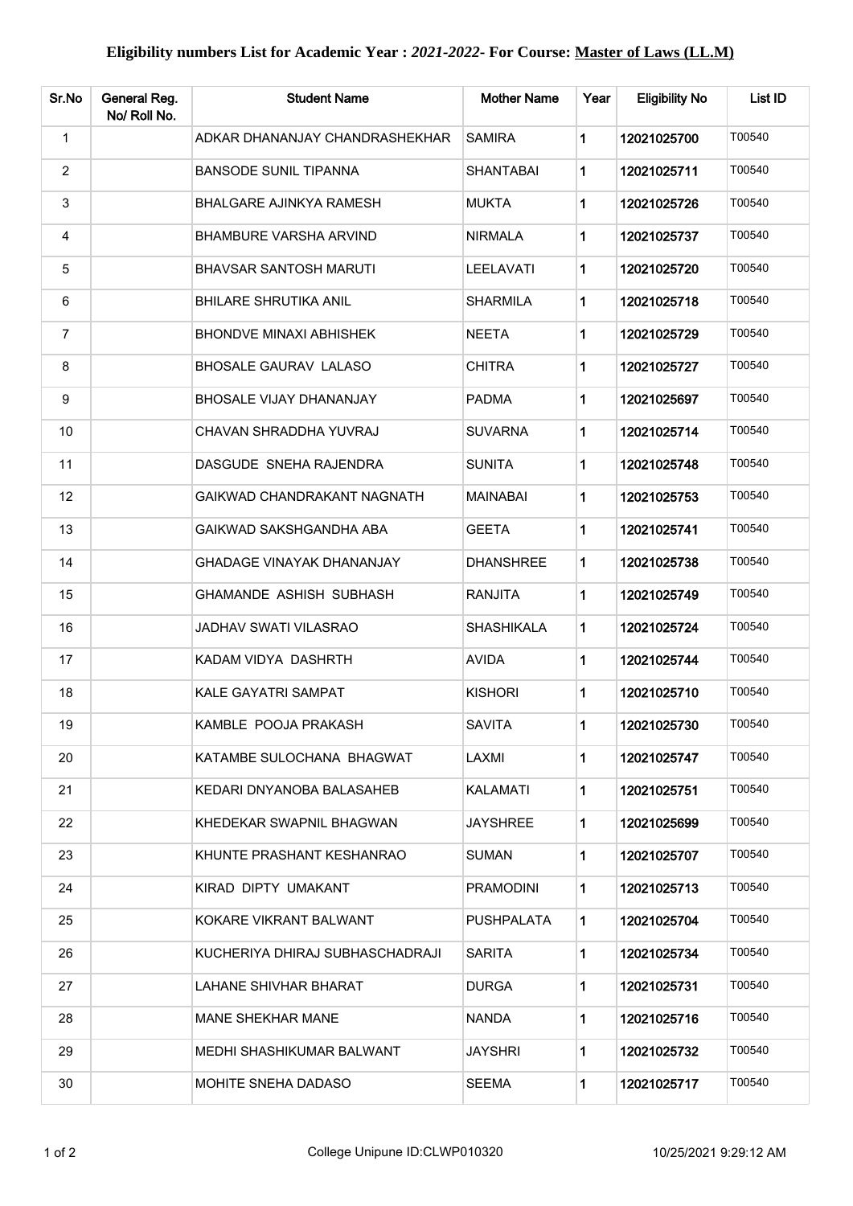**Eligibility numbers List for Academic Year :** ***2021-2022*** **- For Course:** **<u>Master of Laws (LL.M)</u>**

| Sr.No | General Reg. No/ Roll No. | Student Name | Mother Name | Year | Eligibility No | List ID |
|---|---|---|---|---|---|---|
| 1 | | ADKAR DHANANJAY CHANDRASHEKHAR | SAMIRA | 1 | 12021025700 | T00540 |
| 2 | | BANSODE SUNIL TIPANNA | SHANTABAI | 1 | 12021025711 | T00540 |
| 3 | | BHALGARE AJINKYA RAMESH | MUKTA | 1 | 12021025726 | T00540 |
| 4 | | BHAMBURE VARSHA ARVIND | NIRMALA | 1 | 12021025737 | T00540 |
| 5 | | BHAVSAR SANTOSH MARUTI | LEELAVATI | 1 | 12021025720 | T00540 |
| 6 | | BHILARE SHRUTIKA ANIL | SHARMILA | 1 | 12021025718 | T00540 |
| 7 | | BHONDVE MINAXI ABHISHEK | NEETA | 1 | 12021025729 | T00540 |
| 8 | | BHOSALE GAURAV LALASO | CHITRA | 1 | 12021025727 | T00540 |
| 9 | | BHOSALE VIJAY DHANANJAY | PADMA | 1 | 12021025697 | T00540 |
| 10 | | CHAVAN SHRADDHA YUVRAJ | SUVARNA | 1 | 12021025714 | T00540 |
| 11 | | DASGUDE SNEHA RAJENDRA | SUNITA | 1 | 12021025748 | T00540 |
| 12 | | GAIKWAD CHANDRAKANT NAGNATH | MAINABAI | 1 | 12021025753 | T00540 |
| 13 | | GAIKWAD SAKSHGANDHA ABA | GEETA | 1 | 12021025741 | T00540 |
| 14 | | GHADAGE VINAYAK DHANANJAY | DHANSHREE | 1 | 12021025738 | T00540 |
| 15 | | GHAMANDE ASHISH SUBHASH | RANJITA | 1 | 12021025749 | T00540 |
| 16 | | JADHAV SWATI VILASRAO | SHASHIKALA | 1 | 12021025724 | T00540 |
| 17 | | KADAM VIDYA DASHRTH | AVIDA | 1 | 12021025744 | T00540 |
| 18 | | KALE GAYATRI SAMPAT | KISHORI | 1 | 12021025710 | T00540 |
| 19 | | KAMBLE POOJA PRAKASH | SAVITA | 1 | 12021025730 | T00540 |
| 20 | | KATAMBE SULOCHANA BHAGWAT | LAXMI | 1 | 12021025747 | T00540 |
| 21 | | KEDARI DNYANOBA BALASAHEB | KALAMATI | 1 | 12021025751 | T00540 |
| 22 | | KHEDEKAR SWAPNIL BHAGWAN | JAYSHREE | 1 | 12021025699 | T00540 |
| 23 | | KHUNTE PRASHANT KESHANRAO | SUMAN | 1 | 12021025707 | T00540 |
| 24 | | KIRAD DIPTY UMAKANT | PRAMODINI | 1 | 12021025713 | T00540 |
| 25 | | KOKARE VIKRANT BALWANT | PUSHPALATA | 1 | 12021025704 | T00540 |
| 26 | | KUCHERIYA DHIRAJ SUBHASCHADRAJI | SARITA | 1 | 12021025734 | T00540 |
| 27 | | LAHANE SHIVHAR BHARAT | DURGA | 1 | 12021025731 | T00540 |
| 28 | | MANE SHEKHAR MANE | NANDA | 1 | 12021025716 | T00540 |
| 29 | | MEDHI SHASHIKUMAR BALWANT | JAYSHRI | 1 | 12021025732 | T00540 |
| 30 | | MOHITE SNEHA DADASO | SEEMA | 1 | 12021025717 | T00540 |

College Unipune ID:CLWP010320 10/25/2021 9:29:12 AM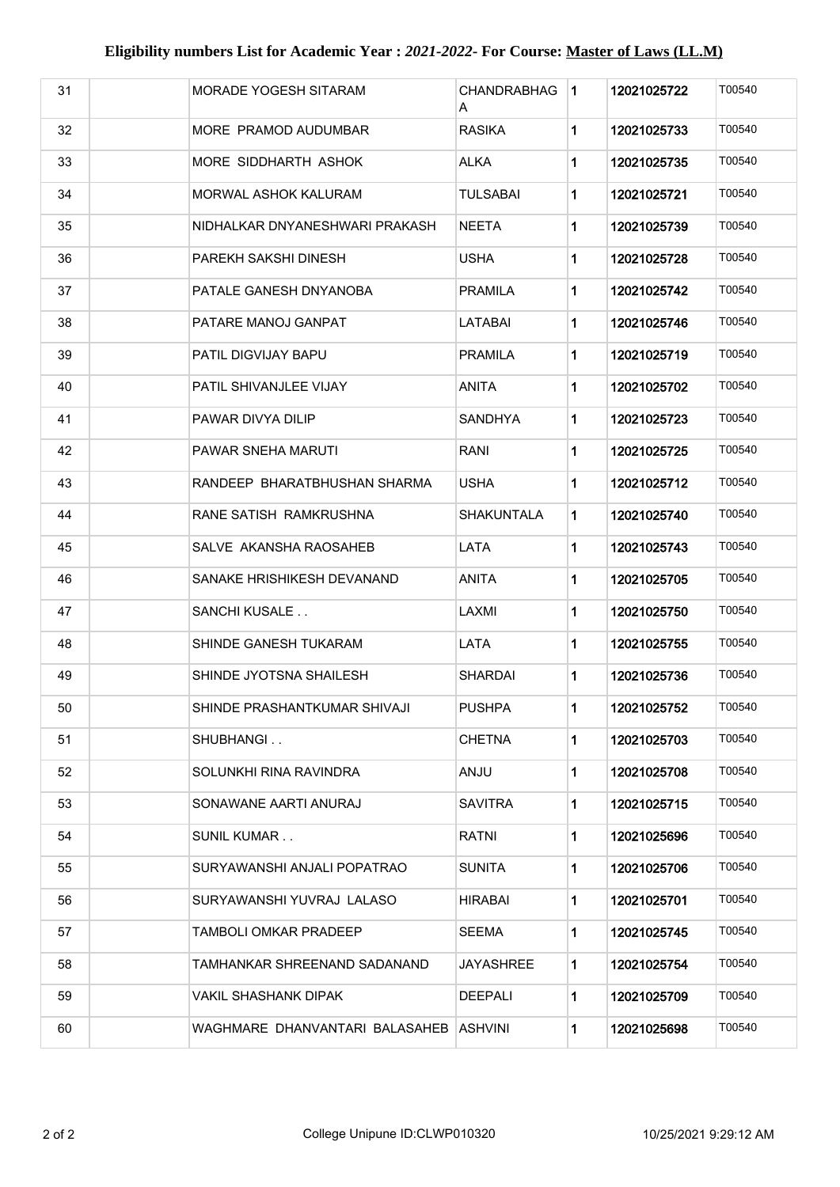# Eligibility numbers List for Academic Year : *2021-2022*- For Course: Master of Laws (LL.M)

| | | | | | | |
|---|---|---|---|---|---|---|
| 31 | | MORADE YOGESH SITARAM | CHANDRABHAGA | 1 | 12021025722 | T00540 |
| 32 | | MORE PRAMOD AUDUMBAR | RASIKA | 1 | 12021025733 | T00540 |
| 33 | | MORE SIDDHARTH ASHOK | ALKA | 1 | 12021025735 | T00540 |
| 34 | | MORWAL ASHOK KALURAM | TULSABAI | 1 | 12021025721 | T00540 |
| 35 | | NIDHALKAR DNYANESHWARI PRAKASH | NEETA | 1 | 12021025739 | T00540 |
| 36 | | PAREKH SAKSHI DINESH | USHA | 1 | 12021025728 | T00540 |
| 37 | | PATALE GANESH DNYANOBA | PRAMILA | 1 | 12021025742 | T00540 |
| 38 | | PATARE MANOJ GANPAT | LATABAI | 1 | 12021025746 | T00540 |
| 39 | | PATIL DIGVIJAY BAPU | PRAMILA | 1 | 12021025719 | T00540 |
| 40 | | PATIL SHIVANJLEE VIJAY | ANITA | 1 | 12021025702 | T00540 |
| 41 | | PAWAR DIVYA DILIP | SANDHYA | 1 | 12021025723 | T00540 |
| 42 | | PAWAR SNEHA MARUTI | RANI | 1 | 12021025725 | T00540 |
| 43 | | RANDEEP BHARATBHUSHAN SHARMA | USHA | 1 | 12021025712 | T00540 |
| 44 | | RANE SATISH RAMKRUSHNA | SHAKUNTALA | 1 | 12021025740 | T00540 |
| 45 | | SALVE AKANSHA RAOSAHEB | LATA | 1 | 12021025743 | T00540 |
| 46 | | SANAKE HRISHIKESH DEVANAND | ANITA | 1 | 12021025705 | T00540 |
| 47 | | SANCHI KUSALE . . | LAXMI | 1 | 12021025750 | T00540 |
| 48 | | SHINDE GANESH TUKARAM | LATA | 1 | 12021025755 | T00540 |
| 49 | | SHINDE JYOTSNA SHAILESH | SHARDAI | 1 | 12021025736 | T00540 |
| 50 | | SHINDE PRASHANTKUMAR SHIVAJI | PUSHPA | 1 | 12021025752 | T00540 |
| 51 | | SHUBHANGI . . | CHETNA | 1 | 12021025703 | T00540 |
| 52 | | SOLUNKHI RINA RAVINDRA | ANJU | 1 | 12021025708 | T00540 |
| 53 | | SONAWANE AARTI ANURAJ | SAVITRA | 1 | 12021025715 | T00540 |
| 54 | | SUNIL KUMAR . . | RATNI | 1 | 12021025696 | T00540 |
| 55 | | SURYAWANSHI ANJALI POPATRAO | SUNITA | 1 | 12021025706 | T00540 |
| 56 | | SURYAWANSHI YUVRAJ LALASO | HIRABAI | 1 | 12021025701 | T00540 |
| 57 | | TAMBOLI OMKAR PRADEEP | SEEMA | 1 | 12021025745 | T00540 |
| 58 | | TAMHANKAR SHREENAND SADANAND | JAYASHREE | 1 | 12021025754 | T00540 |
| 59 | | VAKIL SHASHANK DIPAK | DEEPALI | 1 | 12021025709 | T00540 |
| 60 | | WAGHMARE DHANVANTARI BALASAHEB | ASHVINI | 1 | 12021025698 | T00540 |

College Unipune ID:CLWP010320

10/25/2021 9:29:12 AM